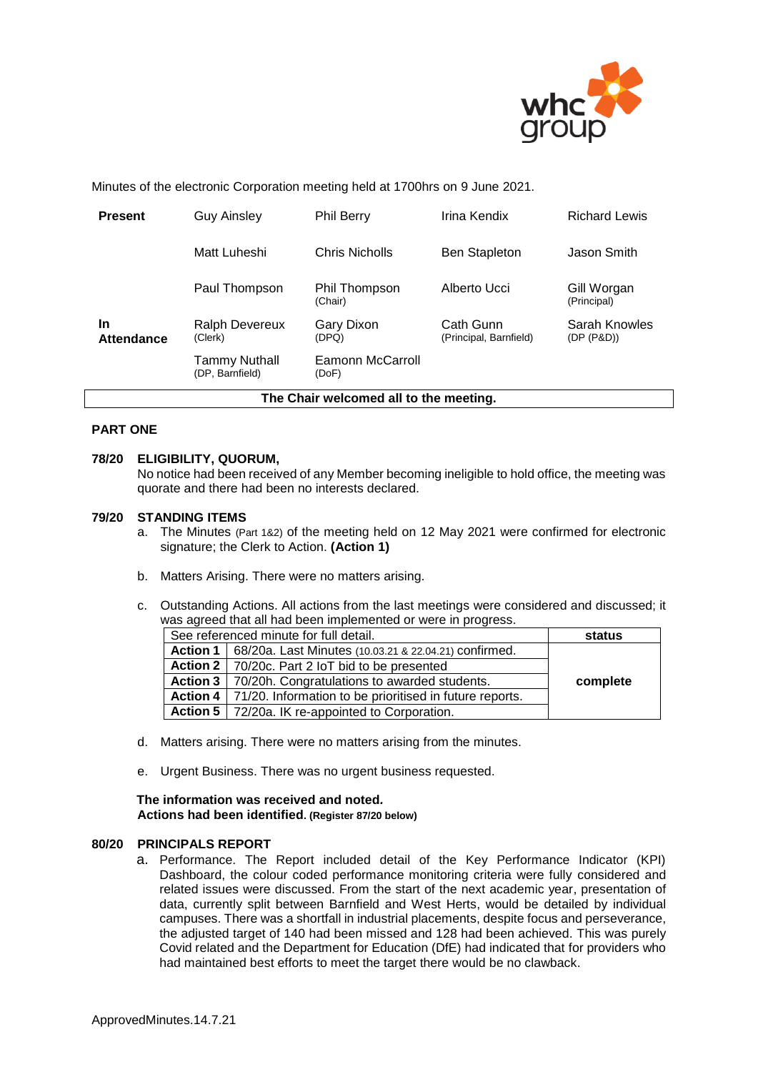Minutes of the electronic Corporation meeting held at 1700hrs on 9 June 2021.

| | | | | |
|---|---|---|---|---|
| **Present** | Guy Ainsley | Phil Berry | Irina Kendix | Richard Lewis |
| | Matt Luheshi | Chris Nicholls | Ben Stapleton | Jason Smith |
| | Paul Thompson | Phil Thompson (Chair) | Alberto Ucci | Gill Worgan (Principal) |
| **In Attendance** | Ralph Devereux (Clerk) | Gary Dixon (DPQ) | Cath Gunn (Principal, Barnfield) | Sarah Knowles (DP (P&D)) |
| | Tammy Nuthall (DP, Barnfield) | Eamonn McCarroll (DoF) | | |

**The Chair welcomed all to the meeting.**

## PART ONE

### 78/20 ELIGIBILITY, QUORUM,

No notice had been received of any Member becoming ineligible to hold office, the meeting was quorate and there had been no interests declared.

### 79/20 STANDING ITEMS

a. The Minutes (Part 1&2) of the meeting held on 12 May 2021 were confirmed for electronic signature; the Clerk to Action. **(Action 1)**

b. Matters Arising. There were no matters arising.

c. Outstanding Actions. All actions from the last meetings were considered and discussed; it was agreed that all had been implemented or were in progress.

| See referenced minute for full detail. | | **status** |
|---|---|---|
| **Action 1** | 68/20a. Last Minutes (10.03.21 & 22.04.21) confirmed. | complete |
| **Action 2** | 70/20c. Part 2 IoT bid to be presented | |
| **Action 3** | 70/20h. Congratulations to awarded students. | |
| **Action 4** | 71/20. Information to be prioritised in future reports. | |
| **Action 5** | 72/20a. IK re-appointed to Corporation. | |

d. Matters arising. There were no matters arising from the minutes.

e. Urgent Business. There was no urgent business requested.

**The information was received and noted.**
**Actions had been identified. (Register 87/20 below)**

### 80/20 PRINCIPALS REPORT

a. Performance. The Report included detail of the Key Performance Indicator (KPI) Dashboard, the colour coded performance monitoring criteria were fully considered and related issues were discussed. From the start of the next academic year, presentation of data, currently split between Barnfield and West Herts, would be detailed by individual campuses. There was a shortfall in industrial placements, despite focus and perseverance, the adjusted target of 140 had been missed and 128 had been achieved. This was purely Covid related and the Department for Education (DfE) had indicated that for providers who had maintained best efforts to meet the target there would be no clawback.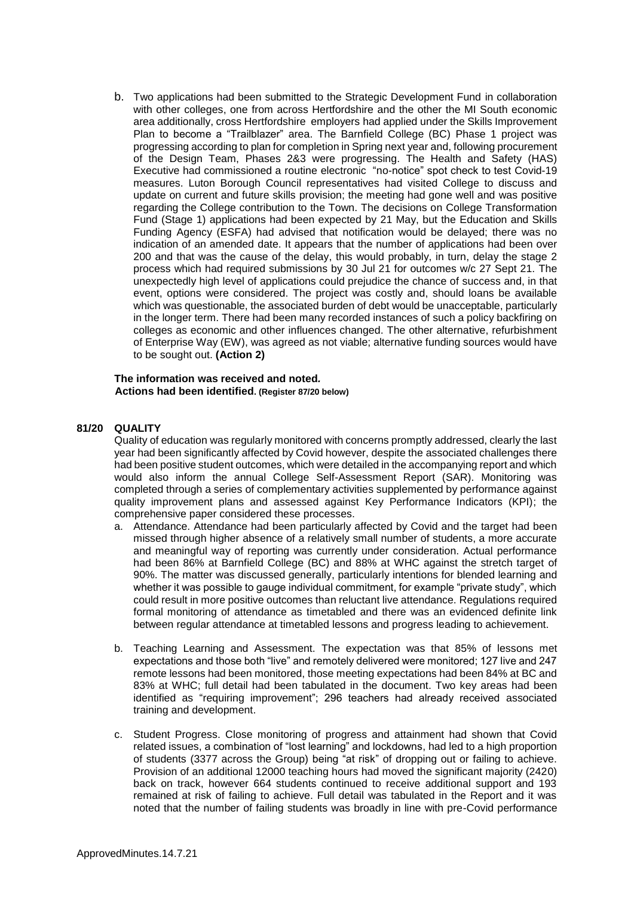b. Two applications had been submitted to the Strategic Development Fund in collaboration with other colleges, one from across Hertfordshire and the other the MI South economic area additionally, cross Hertfordshire employers had applied under the Skills Improvement Plan to become a "Trailblazer" area. The Barnfield College (BC) Phase 1 project was progressing according to plan for completion in Spring next year and, following procurement of the Design Team, Phases 2&3 were progressing. The Health and Safety (HAS) Executive had commissioned a routine electronic "no-notice" spot check to test Covid-19 measures. Luton Borough Council representatives had visited College to discuss and update on current and future skills provision; the meeting had gone well and was positive regarding the College contribution to the Town. The decisions on College Transformation Fund (Stage 1) applications had been expected by 21 May, but the Education and Skills Funding Agency (ESFA) had advised that notification would be delayed; there was no indication of an amended date. It appears that the number of applications had been over 200 and that was the cause of the delay, this would probably, in turn, delay the stage 2 process which had required submissions by 30 Jul 21 for outcomes w/c 27 Sept 21. The unexpectedly high level of applications could prejudice the chance of success and, in that event, options were considered. The project was costly and, should loans be available which was questionable, the associated burden of debt would be unacceptable, particularly in the longer term. There had been many recorded instances of such a policy backfiring on colleges as economic and other influences changed. The other alternative, refurbishment of Enterprise Way (EW), was agreed as not viable; alternative funding sources would have to be sought out. **(Action 2)**

**The information was received and noted.**
**Actions had been identified. (Register 87/20 below)**

**81/20 QUALITY**

Quality of education was regularly monitored with concerns promptly addressed, clearly the last year had been significantly affected by Covid however, despite the associated challenges there had been positive student outcomes, which were detailed in the accompanying report and which would also inform the annual College Self-Assessment Report (SAR). Monitoring was completed through a series of complementary activities supplemented by performance against quality improvement plans and assessed against Key Performance Indicators (KPI); the comprehensive paper considered these processes.

a. Attendance. Attendance had been particularly affected by Covid and the target had been missed through higher absence of a relatively small number of students, a more accurate and meaningful way of reporting was currently under consideration. Actual performance had been 86% at Barnfield College (BC) and 88% at WHC against the stretch target of 90%. The matter was discussed generally, particularly intentions for blended learning and whether it was possible to gauge individual commitment, for example "private study", which could result in more positive outcomes than reluctant live attendance. Regulations required formal monitoring of attendance as timetabled and there was an evidenced definite link between regular attendance at timetabled lessons and progress leading to achievement.

b. Teaching Learning and Assessment. The expectation was that 85% of lessons met expectations and those both "live" and remotely delivered were monitored; 127 live and 247 remote lessons had been monitored, those meeting expectations had been 84% at BC and 83% at WHC; full detail had been tabulated in the document. Two key areas had been identified as "requiring improvement"; 296 teachers had already received associated training and development.

c. Student Progress. Close monitoring of progress and attainment had shown that Covid related issues, a combination of "lost learning" and lockdowns, had led to a high proportion of students (3377 across the Group) being "at risk" of dropping out or failing to achieve. Provision of an additional 12000 teaching hours had moved the significant majority (2420) back on track, however 664 students continued to receive additional support and 193 remained at risk of failing to achieve. Full detail was tabulated in the Report and it was noted that the number of failing students was broadly in line with pre-Covid performance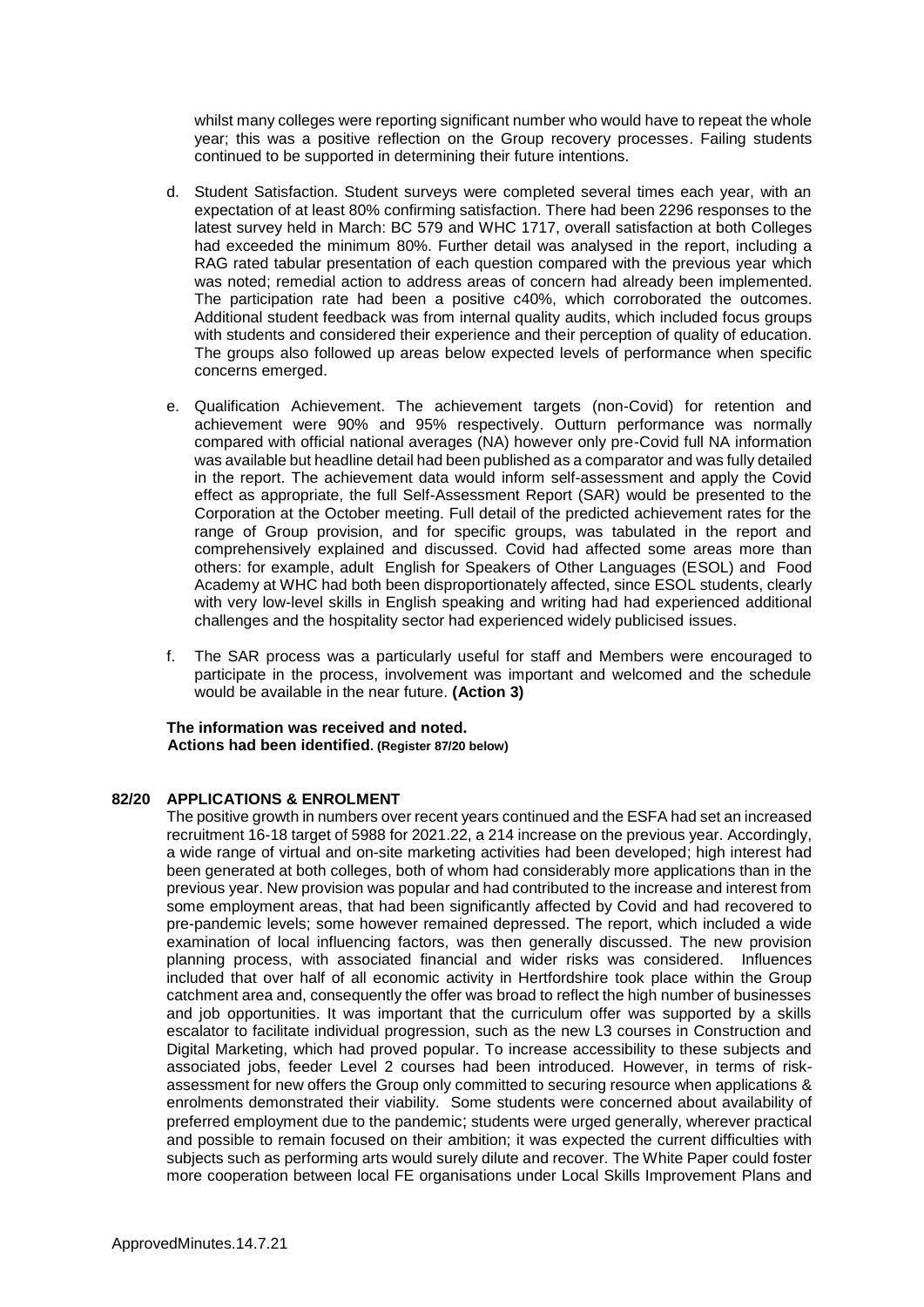whilst many colleges were reporting significant number who would have to repeat the whole year; this was a positive reflection on the Group recovery processes. Failing students continued to be supported in determining their future intentions.

d. Student Satisfaction. Student surveys were completed several times each year, with an expectation of at least 80% confirming satisfaction. There had been 2296 responses to the latest survey held in March: BC 579 and WHC 1717, overall satisfaction at both Colleges had exceeded the minimum 80%. Further detail was analysed in the report, including a RAG rated tabular presentation of each question compared with the previous year which was noted; remedial action to address areas of concern had already been implemented. The participation rate had been a positive c40%, which corroborated the outcomes. Additional student feedback was from internal quality audits, which included focus groups with students and considered their experience and their perception of quality of education. The groups also followed up areas below expected levels of performance when specific concerns emerged.

e. Qualification Achievement. The achievement targets (non-Covid) for retention and achievement were 90% and 95% respectively. Outturn performance was normally compared with official national averages (NA) however only pre-Covid full NA information was available but headline detail had been published as a comparator and was fully detailed in the report. The achievement data would inform self-assessment and apply the Covid effect as appropriate, the full Self-Assessment Report (SAR) would be presented to the Corporation at the October meeting. Full detail of the predicted achievement rates for the range of Group provision, and for specific groups, was tabulated in the report and comprehensively explained and discussed. Covid had affected some areas more than others: for example, adult English for Speakers of Other Languages (ESOL) and Food Academy at WHC had both been disproportionately affected, since ESOL students, clearly with very low-level skills in English speaking and writing had had experienced additional challenges and the hospitality sector had experienced widely publicised issues.

f. The SAR process was a particularly useful for staff and Members were encouraged to participate in the process, involvement was important and welcomed and the schedule would be available in the near future. **(Action 3)**

**The information was received and noted.**
**Actions had been identified. (Register 87/20 below)**

**82/20 APPLICATIONS & ENROLMENT**

The positive growth in numbers over recent years continued and the ESFA had set an increased recruitment 16-18 target of 5988 for 2021.22, a 214 increase on the previous year. Accordingly, a wide range of virtual and on-site marketing activities had been developed; high interest had been generated at both colleges, both of whom had considerably more applications than in the previous year. New provision was popular and had contributed to the increase and interest from some employment areas, that had been significantly affected by Covid and had recovered to pre-pandemic levels; some however remained depressed. The report, which included a wide examination of local influencing factors, was then generally discussed. The new provision planning process, with associated financial and wider risks was considered. Influences included that over half of all economic activity in Hertfordshire took place within the Group catchment area and, consequently the offer was broad to reflect the high number of businesses and job opportunities. It was important that the curriculum offer was supported by a skills escalator to facilitate individual progression, such as the new L3 courses in Construction and Digital Marketing, which had proved popular. To increase accessibility to these subjects and associated jobs, feeder Level 2 courses had been introduced. However, in terms of risk-assessment for new offers the Group only committed to securing resource when applications & enrolments demonstrated their viability. Some students were concerned about availability of preferred employment due to the pandemic; students were urged generally, wherever practical and possible to remain focused on their ambition; it was expected the current difficulties with subjects such as performing arts would surely dilute and recover. The White Paper could foster more cooperation between local FE organisations under Local Skills Improvement Plans and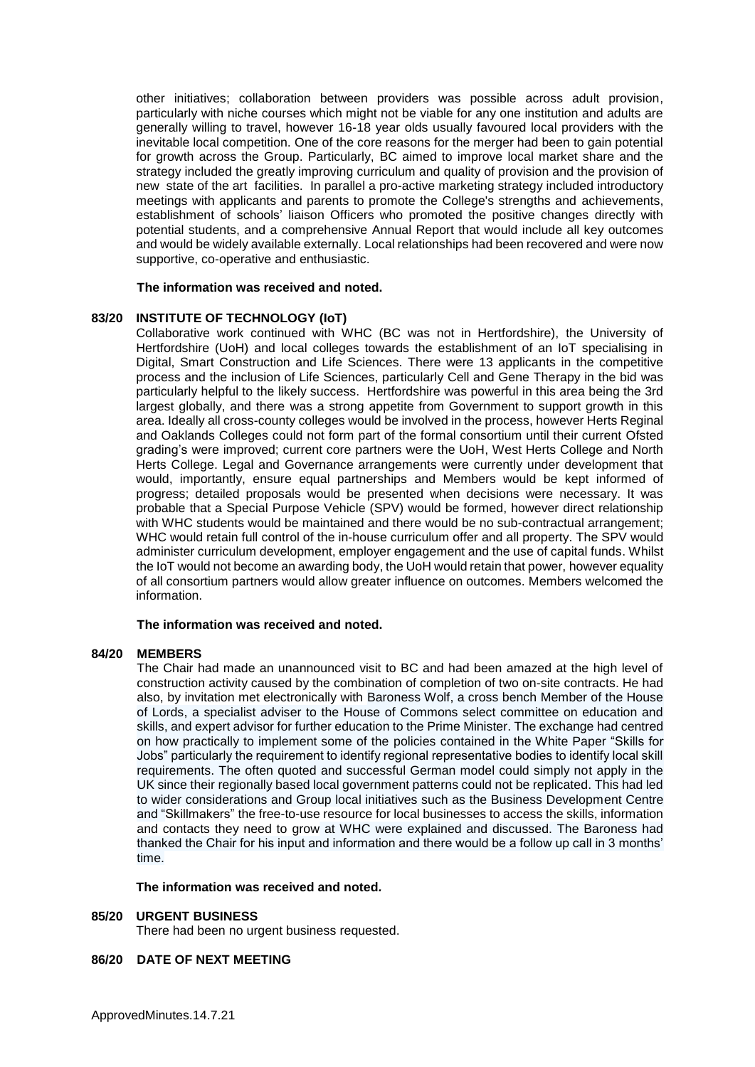other initiatives; collaboration between providers was possible across adult provision, particularly with niche courses which might not be viable for any one institution and adults are generally willing to travel, however 16-18 year olds usually favoured local providers with the inevitable local competition. One of the core reasons for the merger had been to gain potential for growth across the Group. Particularly, BC aimed to improve local market share and the strategy included the greatly improving curriculum and quality of provision and the provision of new state of the art facilities. In parallel a pro-active marketing strategy included introductory meetings with applicants and parents to promote the College's strengths and achievements, establishment of schools' liaison Officers who promoted the positive changes directly with potential students, and a comprehensive Annual Report that would include all key outcomes and would be widely available externally. Local relationships had been recovered and were now supportive, co-operative and enthusiastic.

**The information was received and noted.**

**83/20 INSTITUTE OF TECHNOLOGY (IoT)**

Collaborative work continued with WHC (BC was not in Hertfordshire), the University of Hertfordshire (UoH) and local colleges towards the establishment of an IoT specialising in Digital, Smart Construction and Life Sciences. There were 13 applicants in the competitive process and the inclusion of Life Sciences, particularly Cell and Gene Therapy in the bid was particularly helpful to the likely success. Hertfordshire was powerful in this area being the 3rd largest globally, and there was a strong appetite from Government to support growth in this area. Ideally all cross-county colleges would be involved in the process, however Herts Reginal and Oaklands Colleges could not form part of the formal consortium until their current Ofsted grading's were improved; current core partners were the UoH, West Herts College and North Herts College. Legal and Governance arrangements were currently under development that would, importantly, ensure equal partnerships and Members would be kept informed of progress; detailed proposals would be presented when decisions were necessary. It was probable that a Special Purpose Vehicle (SPV) would be formed, however direct relationship with WHC students would be maintained and there would be no sub-contractual arrangement; WHC would retain full control of the in-house curriculum offer and all property. The SPV would administer curriculum development, employer engagement and the use of capital funds. Whilst the IoT would not become an awarding body, the UoH would retain that power, however equality of all consortium partners would allow greater influence on outcomes. Members welcomed the information.

**The information was received and noted.**

**84/20 MEMBERS**

The Chair had made an unannounced visit to BC and had been amazed at the high level of construction activity caused by the combination of completion of two on-site contracts. He had also, by invitation met electronically with Baroness Wolf, a cross bench Member of the House of Lords, a specialist adviser to the House of Commons select committee on education and skills, and expert advisor for further education to the Prime Minister. The exchange had centred on how practically to implement some of the policies contained in the White Paper "Skills for Jobs" particularly the requirement to identify regional representative bodies to identify local skill requirements. The often quoted and successful German model could simply not apply in the UK since their regionally based local government patterns could not be replicated. This had led to wider considerations and Group local initiatives such as the Business Development Centre and "Skillmakers" the free-to-use resource for local businesses to access the skills, information and contacts they need to grow at WHC were explained and discussed. The Baroness had thanked the Chair for his input and information and there would be a follow up call in 3 months' time.

**The information was received and noted.**

**85/20 URGENT BUSINESS**

There had been no urgent business requested.

**86/20 DATE OF NEXT MEETING**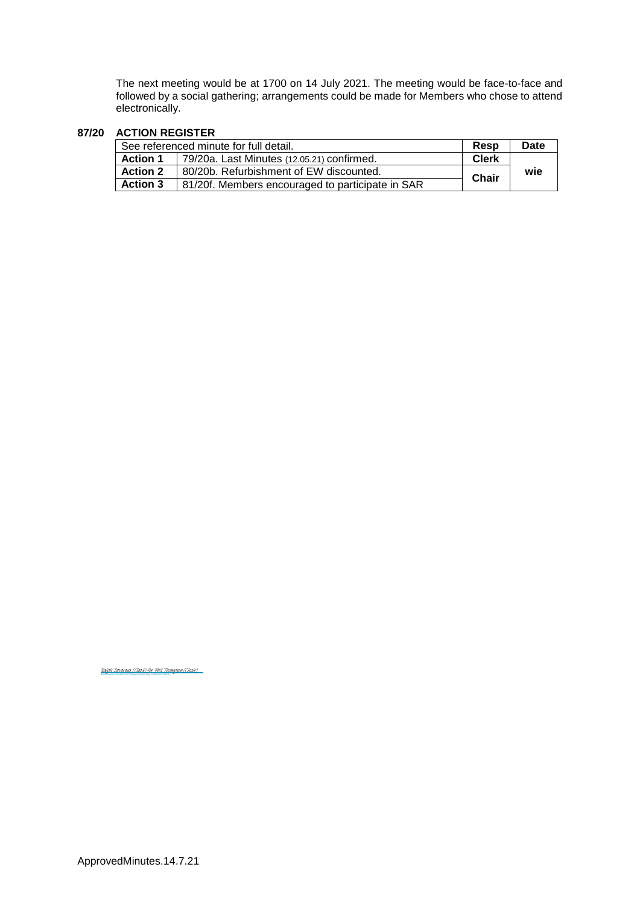The next meeting would be at 1700 on 14 July 2021. The meeting would be face-to-face and followed by a social gathering; arrangements could be made for Members who chose to attend electronically.

## 87/20 ACTION REGISTER

| See referenced minute for full detail. | | Resp | Date |
|---|---|---|---|
| **Action 1** | 79/20a. Last Minutes (12.05.21) confirmed. | **Clerk** | **wie** |
| **Action 2** | 80/20b. Refurbishment of EW discounted. | **Chair** | |
| **Action 3** | 81/20f. Members encouraged to participate in SAR | | |

Ralph Devereux (Clerk) for Phil Thompson (Chair)

ApprovedMinutes.14.7.21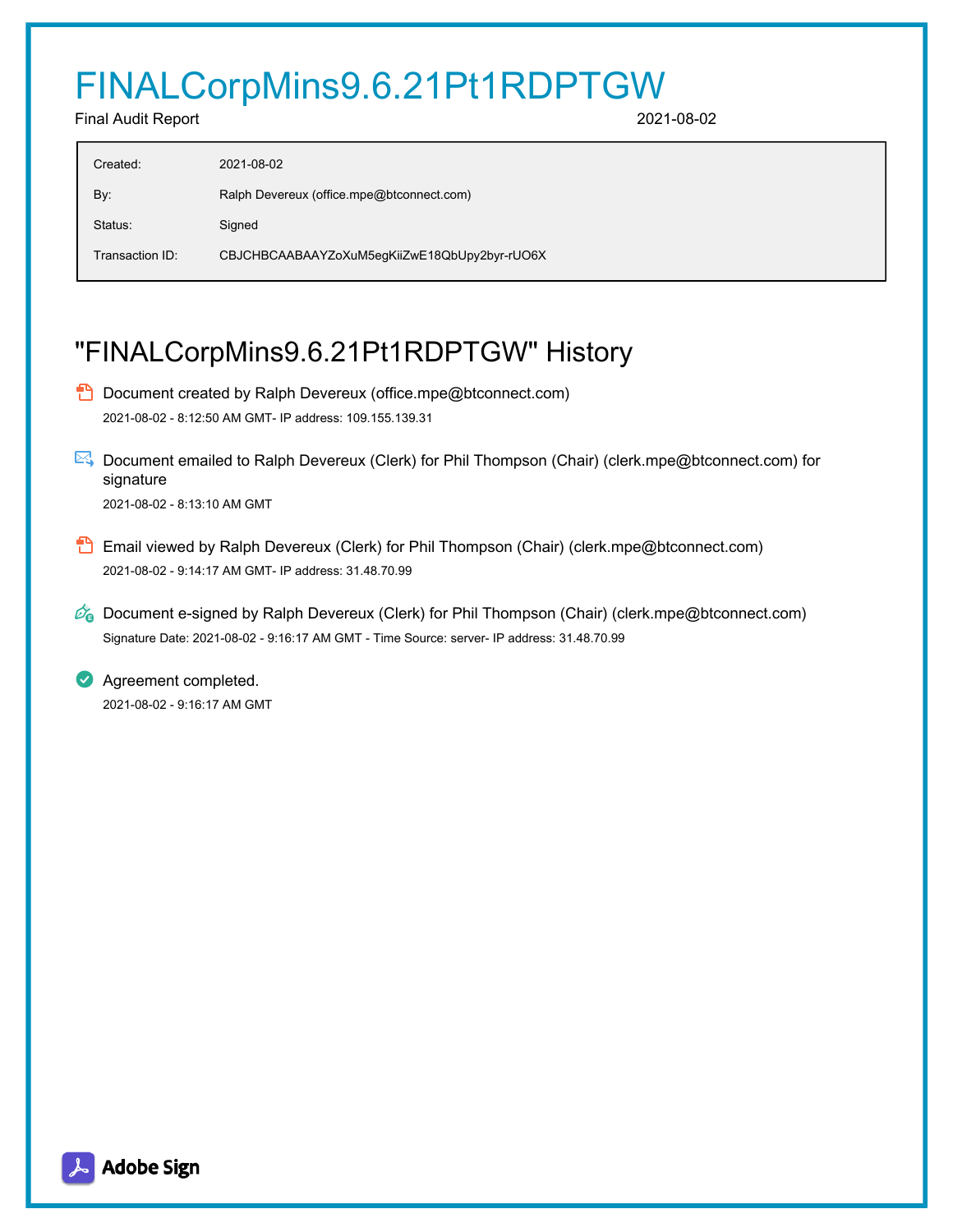# FINALCorpMins9.6.21Pt1RDPTGW

Final Audit Report 2021-08-02

| | |
|---|---|
| Created: | 2021-08-02 |
| By: | Ralph Devereux (office.mpe@btconnect.com) |
| Status: | Signed |
| Transaction ID: | CBJCHBCAABAAYZoXuM5egKiiZwE18QbUpy2byr-rUO6X |

## "FINALCorpMins9.6.21Pt1RDPTGW" History

- Document created by Ralph Devereux (office.mpe@btconnect.com)
  2021-08-02 - 8:12:50 AM GMT- IP address: 109.155.139.31

- Document emailed to Ralph Devereux (Clerk) for Phil Thompson (Chair) (clerk.mpe@btconnect.com) for signature
  2021-08-02 - 8:13:10 AM GMT

- Email viewed by Ralph Devereux (Clerk) for Phil Thompson (Chair) (clerk.mpe@btconnect.com)
  2021-08-02 - 9:14:17 AM GMT- IP address: 31.48.70.99

- Document e-signed by Ralph Devereux (Clerk) for Phil Thompson (Chair) (clerk.mpe@btconnect.com)
  Signature Date: 2021-08-02 - 9:16:17 AM GMT - Time Source: server- IP address: 31.48.70.99

- Agreement completed.
  2021-08-02 - 9:16:17 AM GMT

Adobe Sign